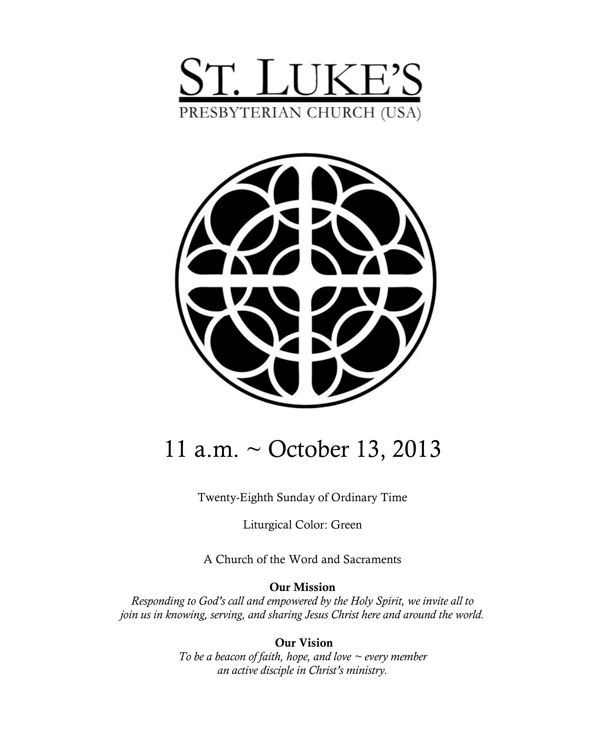# ST. LUKE'S

PRESBYTERIAN CHURCH (USA)

## 11 a.m. ~ October 13, 2013

Twenty-Eighth Sunday of Ordinary Time

Liturgical Color: Green

A Church of the Word and Sacraments

**Our Mission**

*Responding to God's call and empowered by the Holy Spirit, we invite all to join us in knowing, serving, and sharing Jesus Christ here and around the world.*

**Our Vision**

*To be a beacon of faith, hope, and love ~ every member an active disciple in Christ's ministry.*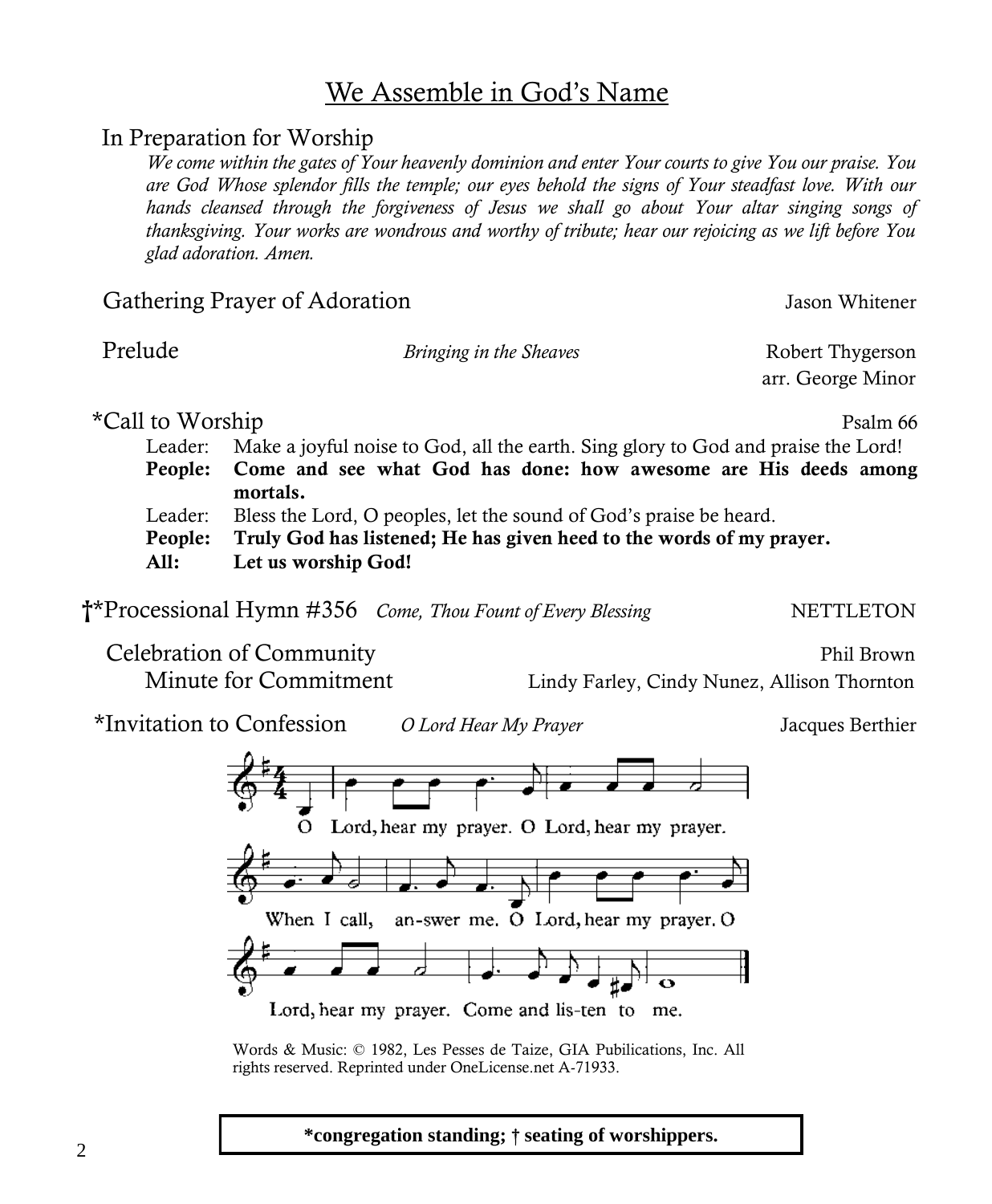# We Assemble in God's Name

## In Preparation for Worship

*We come within the gates of Your heavenly dominion and enter Your courts to give You our praise. You are God Whose splendor fills the temple; our eyes behold the signs of Your steadfast love. With our hands cleansed through the forgiveness of Jesus we shall go about Your altar singing songs of thanksgiving. Your works are wondrous and worthy of tribute; hear our rejoicing as we lift before You glad adoration. Amen.*

Gathering Prayer of Adoration — Jason Whitener

Prelude — *Bringing in the Sheaves* — Robert Thygerson, arr. George Minor

*Call to Worship — Psalm 66

Leader: Make a joyful noise to God, all the earth. Sing glory to God and praise the Lord!
**People: Come and see what God has done: how awesome are His deeds among mortals.**
Leader: Bless the Lord, O peoples, let the sound of God's praise be heard.
**People: Truly God has listened; He has given heed to the words of my prayer.**
**All: Let us worship God!**

†*Processional Hymn #356 — *Come, Thou Fount of Every Blessing* — NETTLETON

Celebration of Community — Phil Brown
Minute for Commitment — Lindy Farley, Cindy Nunez, Allison Thornton

*Invitation to Confession — *O Lord Hear My Prayer* — Jacques Berthier

O Lord, hear my prayer. O Lord, hear my prayer.
When I call, an-swer me. O Lord, hear my prayer. O
Lord, hear my prayer. Come and lis-ten to me.

Words & Music: © 1982, Les Pesses de Taize, GIA Pubilications, Inc. All rights reserved. Reprinted under OneLicense.net A-71933.

**\*congregation standing; † seating of worshippers.**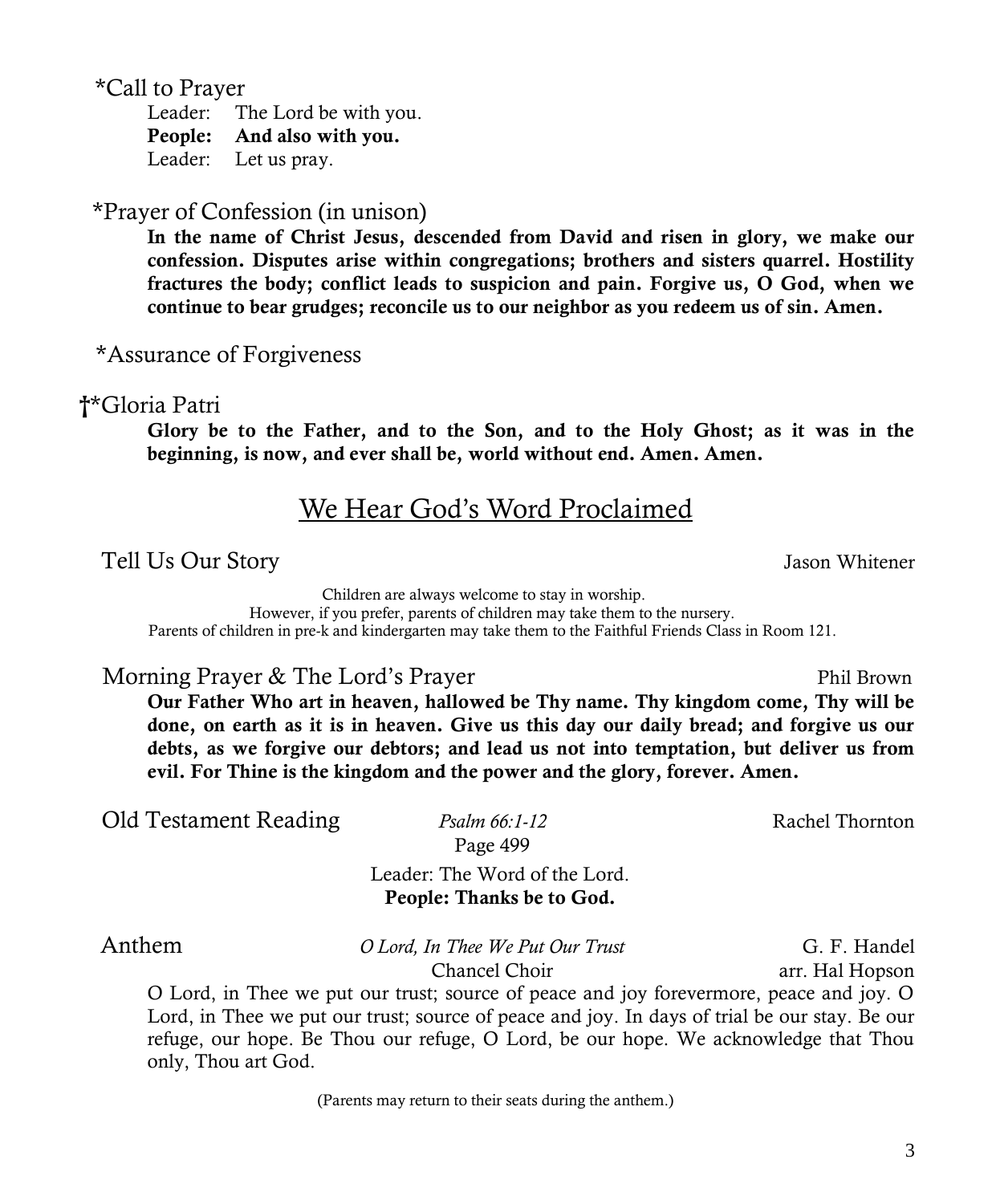*Call to Prayer

Leader: The Lord be with you.
**People: And also with you.**
Leader: Let us pray.

*Prayer of Confession (in unison)

**In the name of Christ Jesus, descended from David and risen in glory, we make our confession. Disputes arise within congregations; brothers and sisters quarrel. Hostility fractures the body; conflict leads to suspicion and pain. Forgive us, O God, when we continue to bear grudges; reconcile us to our neighbor as you redeem us of sin. Amen.**

*Assurance of Forgiveness

†*Gloria Patri

**Glory be to the Father, and to the Son, and to the Holy Ghost; as it was in the beginning, is now, and ever shall be, world without end. Amen. Amen.**

## We Hear God's Word Proclaimed

Tell Us Our Story — Jason Whitener

Children are always welcome to stay in worship.
However, if you prefer, parents of children may take them to the nursery.
Parents of children in pre-k and kindergarten may take them to the Faithful Friends Class in Room 121.

Morning Prayer & The Lord's Prayer — Phil Brown

**Our Father Who art in heaven, hallowed be Thy name. Thy kingdom come, Thy will be done, on earth as it is in heaven. Give us this day our daily bread; and forgive us our debts, as we forgive our debtors; and lead us not into temptation, but deliver us from evil. For Thine is the kingdom and the power and the glory, forever. Amen.**

Old Testament Reading — *Psalm 66:1-12* — Rachel Thornton
Page 499

Leader: The Word of the Lord.
**People: Thanks be to God.**

Anthem — *O Lord, In Thee We Put Our Trust* — G. F. Handel
Chancel Choir — arr. Hal Hopson

O Lord, in Thee we put our trust; source of peace and joy forevermore, peace and joy. O Lord, in Thee we put our trust; source of peace and joy. In days of trial be our stay. Be our refuge, our hope. Be Thou our refuge, O Lord, be our hope. We acknowledge that Thou only, Thou art God.

(Parents may return to their seats during the anthem.)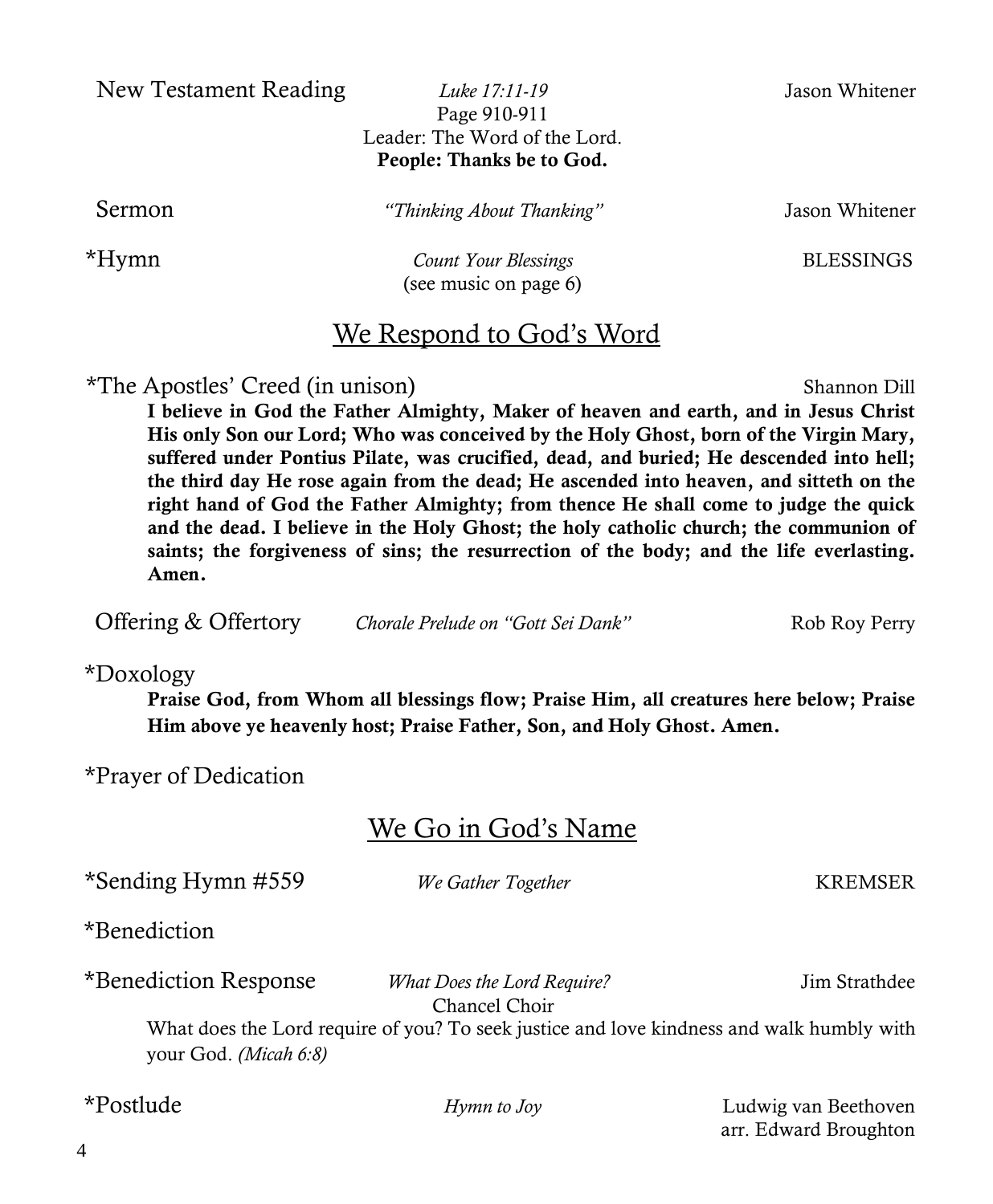New Testament Reading *Luke 17:11-19* Jason Whitener
Page 910-911
Leader: The Word of the Lord.
**People: Thanks be to God.**

Sermon *"Thinking About Thanking"* Jason Whitener

*Hymn *Count Your Blessings* BLESSINGS
(see music on page 6)

## We Respond to God's Word

*The Apostles' Creed (in unison) Shannon Dill

**I believe in God the Father Almighty, Maker of heaven and earth, and in Jesus Christ His only Son our Lord; Who was conceived by the Holy Ghost, born of the Virgin Mary, suffered under Pontius Pilate, was crucified, dead, and buried; He descended into hell; the third day He rose again from the dead; He ascended into heaven, and sitteth on the right hand of God the Father Almighty; from thence He shall come to judge the quick and the dead. I believe in the Holy Ghost; the holy catholic church; the communion of saints; the forgiveness of sins; the resurrection of the body; and the life everlasting. Amen.**

Offering & Offertory *Chorale Prelude on "Gott Sei Dank"* Rob Roy Perry

*Doxology

**Praise God, from Whom all blessings flow; Praise Him, all creatures here below; Praise Him above ye heavenly host; Praise Father, Son, and Holy Ghost. Amen.**

*Prayer of Dedication

## We Go in God's Name

*Sending Hymn #559 *We Gather Together* KREMSER

*Benediction

*Benediction Response *What Does the Lord Require?* Jim Strathdee
Chancel Choir

What does the Lord require of you? To seek justice and love kindness and walk humbly with your God. *(Micah 6:8)*

*Postlude *Hymn to Joy* Ludwig van Beethoven
arr. Edward Broughton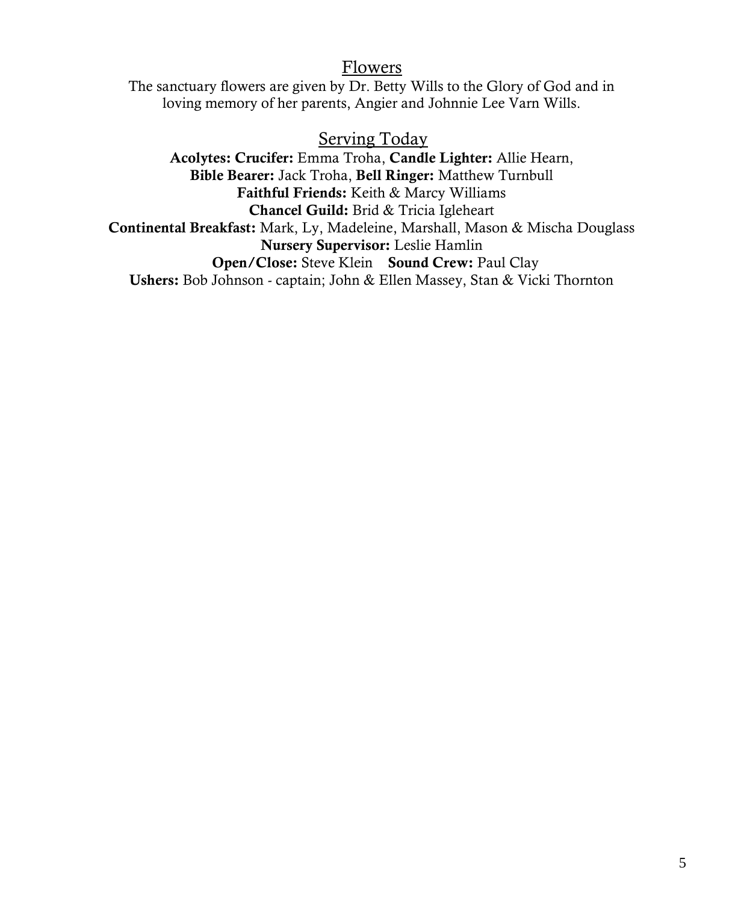## Flowers

The sanctuary flowers are given by Dr. Betty Wills to the Glory of God and in loving memory of her parents, Angier and Johnnie Lee Varn Wills.

## Serving Today

**Acolytes: Crucifer:** Emma Troha, **Candle Lighter:** Allie Hearn,
**Bible Bearer:** Jack Troha, **Bell Ringer:** Matthew Turnbull
**Faithful Friends:** Keith & Marcy Williams
**Chancel Guild:** Brid & Tricia Igleheart
**Continental Breakfast:** Mark, Ly, Madeleine, Marshall, Mason & Mischa Douglass
**Nursery Supervisor:** Leslie Hamlin
**Open/Close:** Steve Klein **Sound Crew:** Paul Clay
**Ushers:** Bob Johnson - captain; John & Ellen Massey, Stan & Vicki Thornton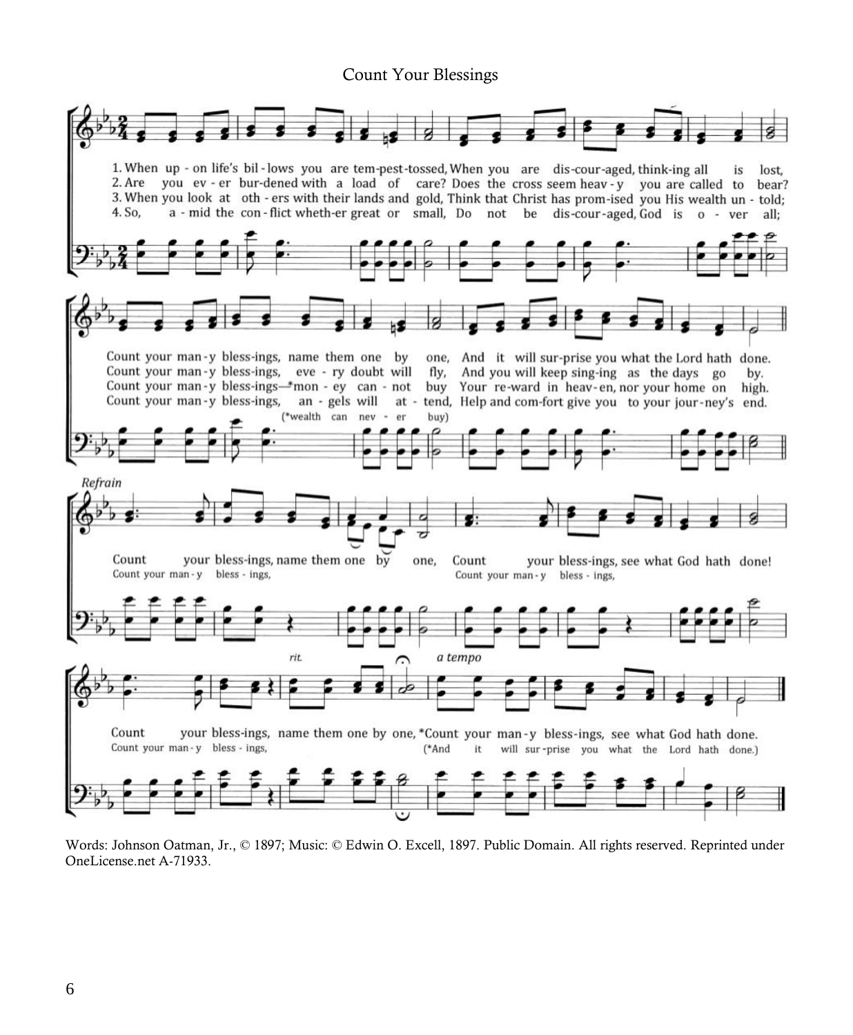# Count Your Blessings

1. When up - on life's bil - lows you are tem-pest-tossed, When you are dis-cour-aged, think-ing all is lost,
2. Are you ev - er bur-dened with a load of care? Does the cross seem heav - y you are called to bear?
3. When you look at oth - ers with their lands and gold, Think that Christ has prom-ised you His wealth un - told;
4. So, a - mid the con - flict wheth-er great or small, Do not be dis-cour-aged, God is o - ver all;

Count your man - y bless-ings, name them one by one, And it will sur-prise you what the Lord hath done.
Count your man - y bless-ings, eve - ry doubt will fly, And you will keep sing-ing as the days go by.
Count your man - y bless-ings—*mon - ey can - not buy Your re-ward in heav-en, nor your home on high.
Count your man - y bless-ings, an - gels will at - tend, Help and com-fort give you to your jour-ney's end.

(*wealth can nev - er buy)

*Refrain*

Count your bless-ings, name them one by one, Count your bless-ings, see what God hath done!
Count your man - y bless - ings, Count your man - y bless - ings,

*rit.* *a tempo*

Count your bless-ings, name them one by one, *Count your man - y bless-ings, see what God hath done.
Count your man - y bless - ings, (*And it will sur - prise you what the Lord hath done.)

Words: Johnson Oatman, Jr., © 1897; Music: © Edwin O. Excell, 1897. Public Domain. All rights reserved. Reprinted under OneLicense.net A-71933.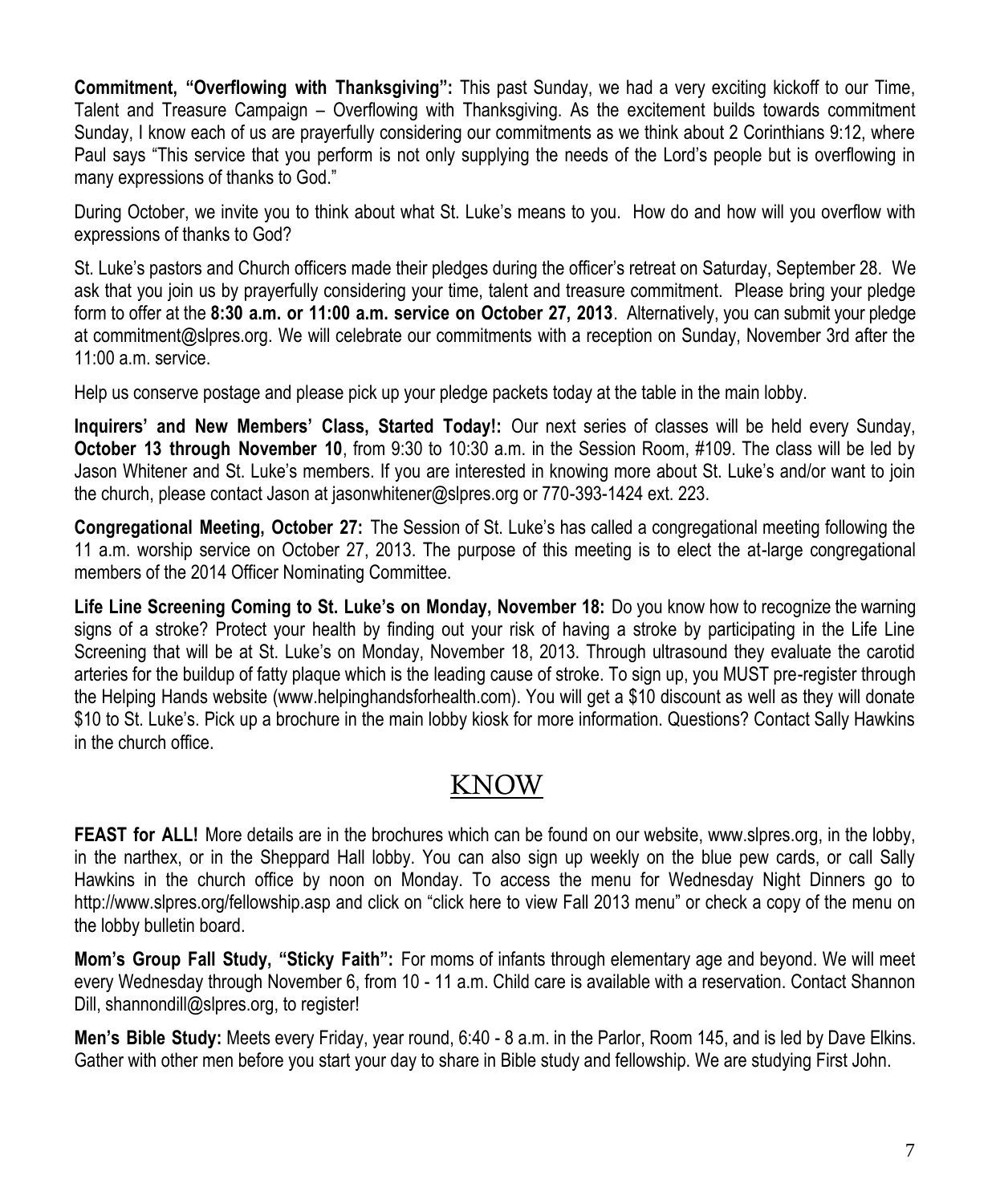**Commitment, "Overflowing with Thanksgiving":** This past Sunday, we had a very exciting kickoff to our Time, Talent and Treasure Campaign – Overflowing with Thanksgiving. As the excitement builds towards commitment Sunday, I know each of us are prayerfully considering our commitments as we think about 2 Corinthians 9:12, where Paul says "This service that you perform is not only supplying the needs of the Lord's people but is overflowing in many expressions of thanks to God."

During October, we invite you to think about what St. Luke's means to you. How do and how will you overflow with expressions of thanks to God?

St. Luke's pastors and Church officers made their pledges during the officer's retreat on Saturday, September 28. We ask that you join us by prayerfully considering your time, talent and treasure commitment. Please bring your pledge form to offer at the **8:30 a.m. or 11:00 a.m. service on October 27, 2013**. Alternatively, you can submit your pledge at commitment@slpres.org. We will celebrate our commitments with a reception on Sunday, November 3rd after the 11:00 a.m. service.

Help us conserve postage and please pick up your pledge packets today at the table in the main lobby.

**Inquirers' and New Members' Class, Started Today!:** Our next series of classes will be held every Sunday, **October 13 through November 10**, from 9:30 to 10:30 a.m. in the Session Room, #109. The class will be led by Jason Whitener and St. Luke's members. If you are interested in knowing more about St. Luke's and/or want to join the church, please contact Jason at jasonwhitener@slpres.org or 770-393-1424 ext. 223.

**Congregational Meeting, October 27:** The Session of St. Luke's has called a congregational meeting following the 11 a.m. worship service on October 27, 2013. The purpose of this meeting is to elect the at-large congregational members of the 2014 Officer Nominating Committee.

**Life Line Screening Coming to St. Luke's on Monday, November 18:** Do you know how to recognize the warning signs of a stroke? Protect your health by finding out your risk of having a stroke by participating in the Life Line Screening that will be at St. Luke's on Monday, November 18, 2013. Through ultrasound they evaluate the carotid arteries for the buildup of fatty plaque which is the leading cause of stroke. To sign up, you MUST pre-register through the Helping Hands website (www.helpinghandsforhealth.com). You will get a $10 discount as well as they will donate $10 to St. Luke's. Pick up a brochure in the main lobby kiosk for more information. Questions? Contact Sally Hawkins in the church office.

## KNOW

**FEAST for ALL!** More details are in the brochures which can be found on our website, www.slpres.org, in the lobby, in the narthex, or in the Sheppard Hall lobby. You can also sign up weekly on the blue pew cards, or call Sally Hawkins in the church office by noon on Monday. To access the menu for Wednesday Night Dinners go to http://www.slpres.org/fellowship.asp and click on "click here to view Fall 2013 menu" or check a copy of the menu on the lobby bulletin board.

**Mom's Group Fall Study, "Sticky Faith":** For moms of infants through elementary age and beyond. We will meet every Wednesday through November 6, from 10 - 11 a.m. Child care is available with a reservation. Contact Shannon Dill, shannondill@slpres.org, to register!

**Men's Bible Study:** Meets every Friday, year round, 6:40 - 8 a.m. in the Parlor, Room 145, and is led by Dave Elkins. Gather with other men before you start your day to share in Bible study and fellowship. We are studying First John.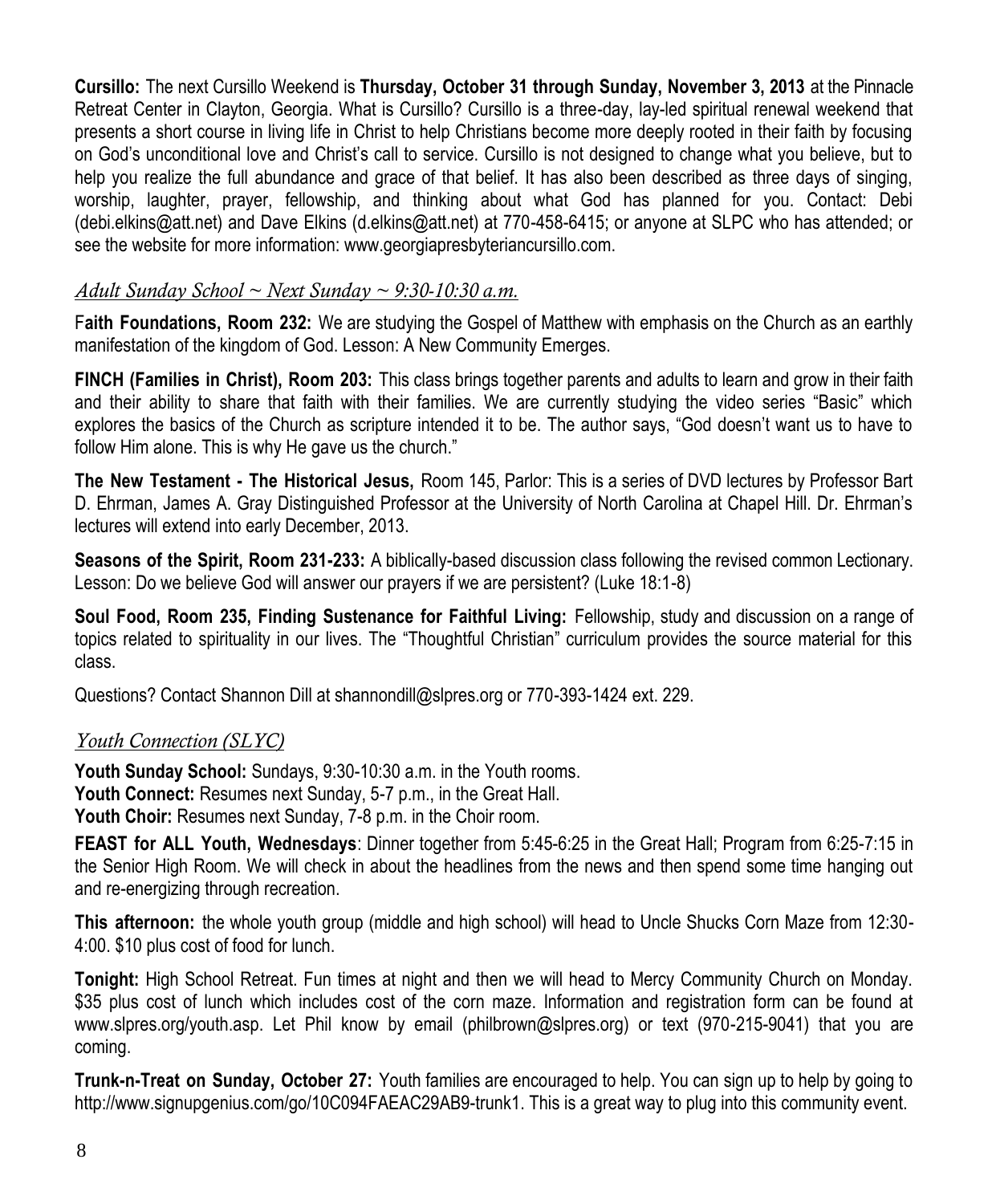**Cursillo:** The next Cursillo Weekend is **Thursday, October 31 through Sunday, November 3, 2013** at the Pinnacle Retreat Center in Clayton, Georgia. What is Cursillo? Cursillo is a three-day, lay-led spiritual renewal weekend that presents a short course in living life in Christ to help Christians become more deeply rooted in their faith by focusing on God's unconditional love and Christ's call to service. Cursillo is not designed to change what you believe, but to help you realize the full abundance and grace of that belief. It has also been described as three days of singing, worship, laughter, prayer, fellowship, and thinking about what God has planned for you. Contact: Debi (debi.elkins@att.net) and Dave Elkins (d.elkins@att.net) at 770-458-6415; or anyone at SLPC who has attended; or see the website for more information: www.georgiapresbyteriancursillo.com.

## *Adult Sunday School ~ Next Sunday ~ 9:30-10:30 a.m.*

F**aith Foundations, Room 232:** We are studying the Gospel of Matthew with emphasis on the Church as an earthly manifestation of the kingdom of God. Lesson: A New Community Emerges.

**FINCH (Families in Christ), Room 203:** This class brings together parents and adults to learn and grow in their faith and their ability to share that faith with their families. We are currently studying the video series "Basic" which explores the basics of the Church as scripture intended it to be. The author says, "God doesn't want us to have to follow Him alone. This is why He gave us the church."

**The New Testament - The Historical Jesus,** Room 145, Parlor: This is a series of DVD lectures by Professor Bart D. Ehrman, James A. Gray Distinguished Professor at the University of North Carolina at Chapel Hill. Dr. Ehrman's lectures will extend into early December, 2013.

**Seasons of the Spirit, Room 231-233:** A biblically-based discussion class following the revised common Lectionary. Lesson: Do we believe God will answer our prayers if we are persistent? (Luke 18:1-8)

**Soul Food, Room 235, Finding Sustenance for Faithful Living:** Fellowship, study and discussion on a range of topics related to spirituality in our lives. The "Thoughtful Christian" curriculum provides the source material for this class.

Questions? Contact Shannon Dill at shannondill@slpres.org or 770-393-1424 ext. 229.

## *Youth Connection (SLYC)*

**Youth Sunday School:** Sundays, 9:30-10:30 a.m. in the Youth rooms.
**Youth Connect:** Resumes next Sunday, 5-7 p.m., in the Great Hall.
**Youth Choir:** Resumes next Sunday, 7-8 p.m. in the Choir room.

**FEAST for ALL Youth, Wednesdays**: Dinner together from 5:45-6:25 in the Great Hall; Program from 6:25-7:15 in the Senior High Room. We will check in about the headlines from the news and then spend some time hanging out and re-energizing through recreation.

**This afternoon:** the whole youth group (middle and high school) will head to Uncle Shucks Corn Maze from 12:30-4:00. $10 plus cost of food for lunch.

**Tonight:** High School Retreat. Fun times at night and then we will head to Mercy Community Church on Monday. $35 plus cost of lunch which includes cost of the corn maze. Information and registration form can be found at www.slpres.org/youth.asp. Let Phil know by email (philbrown@slpres.org) or text (970-215-9041) that you are coming.

**Trunk-n-Treat on Sunday, October 27:** Youth families are encouraged to help. You can sign up to help by going to http://www.signupgenius.com/go/10C094FAEAC29AB9-trunk1. This is a great way to plug into this community event.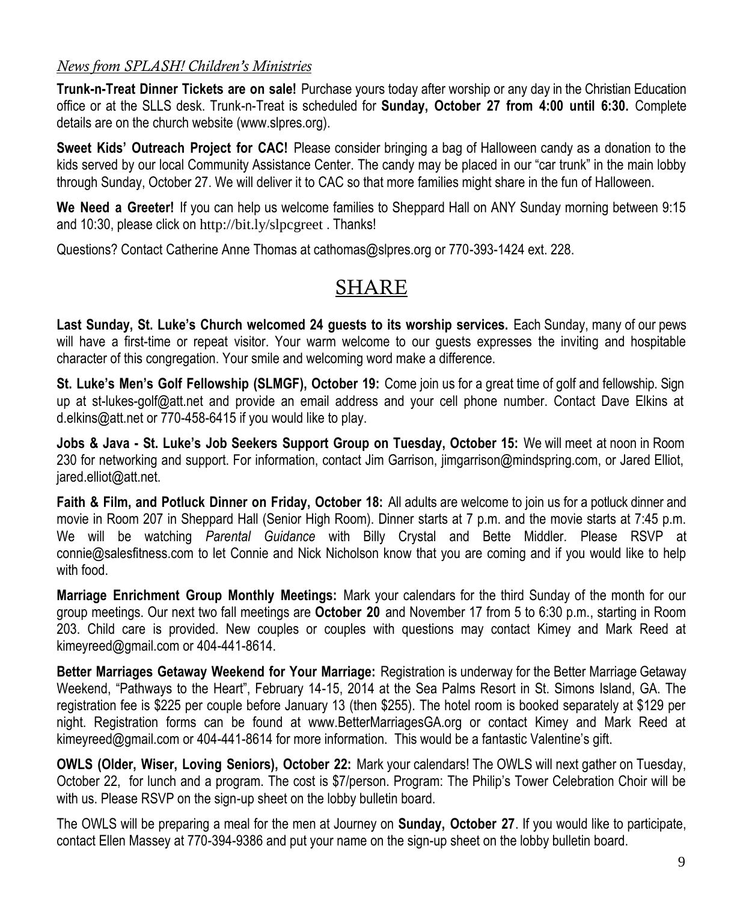*News from SPLASH! Children's Ministries*

**Trunk-n-Treat Dinner Tickets are on sale!** Purchase yours today after worship or any day in the Christian Education office or at the SLLS desk. Trunk-n-Treat is scheduled for **Sunday, October 27 from 4:00 until 6:30.** Complete details are on the church website (www.slpres.org).

**Sweet Kids' Outreach Project for CAC!** Please consider bringing a bag of Halloween candy as a donation to the kids served by our local Community Assistance Center. The candy may be placed in our "car trunk" in the main lobby through Sunday, October 27. We will deliver it to CAC so that more families might share in the fun of Halloween.

**We Need a Greeter!** If you can help us welcome families to Sheppard Hall on ANY Sunday morning between 9:15 and 10:30, please click on http://bit.ly/slpcgreet . Thanks!

Questions? Contact Catherine Anne Thomas at cathomas@slpres.org or 770-393-1424 ext. 228.

## SHARE

**Last Sunday, St. Luke's Church welcomed 24 guests to its worship services.** Each Sunday, many of our pews will have a first-time or repeat visitor. Your warm welcome to our guests expresses the inviting and hospitable character of this congregation. Your smile and welcoming word make a difference.

**St. Luke's Men's Golf Fellowship (SLMGF), October 19:** Come join us for a great time of golf and fellowship. Sign up at st-lukes-golf@att.net and provide an email address and your cell phone number. Contact Dave Elkins at d.elkins@att.net or 770-458-6415 if you would like to play.

**Jobs & Java - St. Luke's Job Seekers Support Group on Tuesday, October 15:** We will meet at noon in Room 230 for networking and support. For information, contact Jim Garrison, jimgarrison@mindspring.com, or Jared Elliot, jared.elliot@att.net.

**Faith & Film, and Potluck Dinner on Friday, October 18:** All adults are welcome to join us for a potluck dinner and movie in Room 207 in Sheppard Hall (Senior High Room). Dinner starts at 7 p.m. and the movie starts at 7:45 p.m. We will be watching *Parental Guidance* with Billy Crystal and Bette Middler. Please RSVP at connie@salesfitness.com to let Connie and Nick Nicholson know that you are coming and if you would like to help with food.

**Marriage Enrichment Group Monthly Meetings:** Mark your calendars for the third Sunday of the month for our group meetings. Our next two fall meetings are **October 20** and November 17 from 5 to 6:30 p.m., starting in Room 203. Child care is provided. New couples or couples with questions may contact Kimey and Mark Reed at kimeyreed@gmail.com or 404-441-8614.

**Better Marriages Getaway Weekend for Your Marriage:** Registration is underway for the Better Marriage Getaway Weekend, "Pathways to the Heart", February 14-15, 2014 at the Sea Palms Resort in St. Simons Island, GA. The registration fee is $225 per couple before January 13 (then $255). The hotel room is booked separately at $129 per night. Registration forms can be found at www.BetterMarriagesGA.org or contact Kimey and Mark Reed at kimeyreed@gmail.com or 404-441-8614 for more information. This would be a fantastic Valentine's gift.

**OWLS (Older, Wiser, Loving Seniors), October 22:** Mark your calendars! The OWLS will next gather on Tuesday, October 22, for lunch and a program. The cost is $7/person. Program: The Philip's Tower Celebration Choir will be with us. Please RSVP on the sign-up sheet on the lobby bulletin board.

The OWLS will be preparing a meal for the men at Journey on **Sunday, October 27**. If you would like to participate, contact Ellen Massey at 770-394-9386 and put your name on the sign-up sheet on the lobby bulletin board.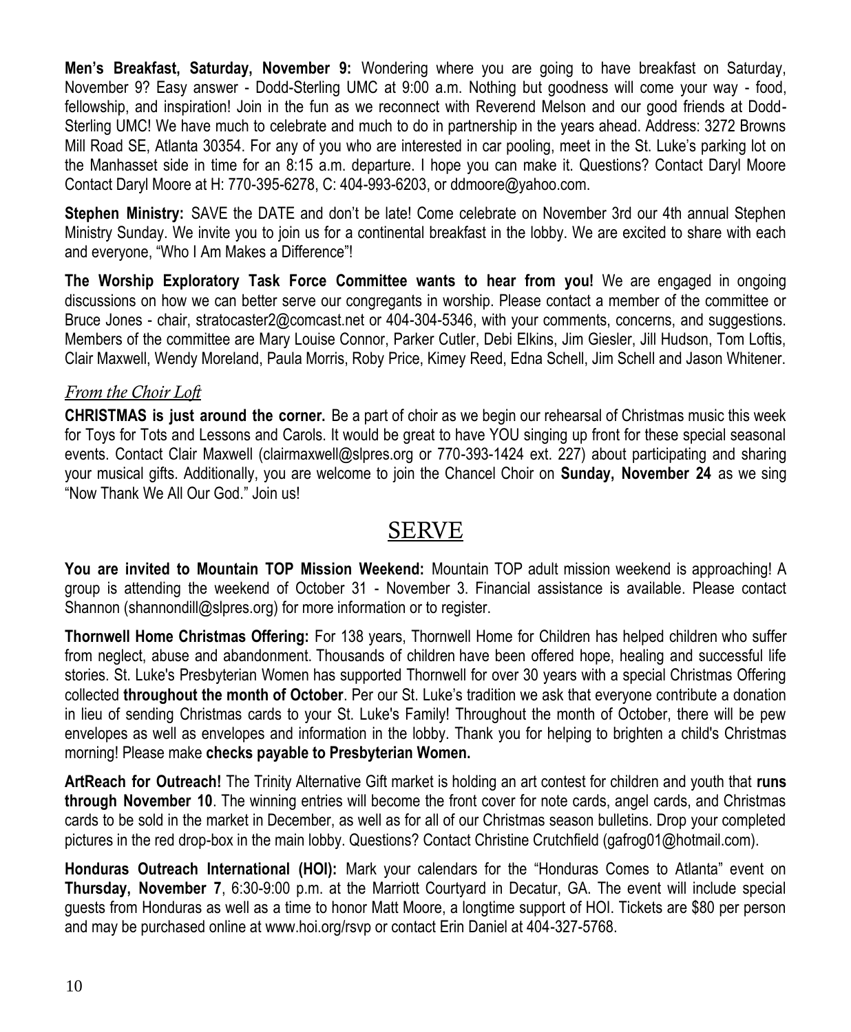**Men's Breakfast, Saturday, November 9:** Wondering where you are going to have breakfast on Saturday, November 9? Easy answer - Dodd-Sterling UMC at 9:00 a.m. Nothing but goodness will come your way - food, fellowship, and inspiration! Join in the fun as we reconnect with Reverend Melson and our good friends at Dodd-Sterling UMC! We have much to celebrate and much to do in partnership in the years ahead. Address: 3272 Browns Mill Road SE, Atlanta 30354. For any of you who are interested in car pooling, meet in the St. Luke's parking lot on the Manhasset side in time for an 8:15 a.m. departure. I hope you can make it. Questions? Contact Daryl Moore Contact Daryl Moore at H: 770-395-6278, C: 404-993-6203, or ddmoore@yahoo.com.

**Stephen Ministry:** SAVE the DATE and don't be late! Come celebrate on November 3rd our 4th annual Stephen Ministry Sunday. We invite you to join us for a continental breakfast in the lobby. We are excited to share with each and everyone, "Who I Am Makes a Difference"!

**The Worship Exploratory Task Force Committee wants to hear from you!** We are engaged in ongoing discussions on how we can better serve our congregants in worship. Please contact a member of the committee or Bruce Jones - chair, stratocaster2@comcast.net or 404-304-5346, with your comments, concerns, and suggestions. Members of the committee are Mary Louise Connor, Parker Cutler, Debi Elkins, Jim Giesler, Jill Hudson, Tom Loftis, Clair Maxwell, Wendy Moreland, Paula Morris, Roby Price, Kimey Reed, Edna Schell, Jim Schell and Jason Whitener.

### *From the Choir Loft*

**CHRISTMAS is just around the corner.** Be a part of choir as we begin our rehearsal of Christmas music this week for Toys for Tots and Lessons and Carols. It would be great to have YOU singing up front for these special seasonal events. Contact Clair Maxwell (clairmaxwell@slpres.org or 770-393-1424 ext. 227) about participating and sharing your musical gifts. Additionally, you are welcome to join the Chancel Choir on **Sunday, November 24** as we sing "Now Thank We All Our God." Join us!

## SERVE

**You are invited to Mountain TOP Mission Weekend:** Mountain TOP adult mission weekend is approaching! A group is attending the weekend of October 31 - November 3. Financial assistance is available. Please contact Shannon (shannondill@slpres.org) for more information or to register.

**Thornwell Home Christmas Offering:** For 138 years, Thornwell Home for Children has helped children who suffer from neglect, abuse and abandonment. Thousands of children have been offered hope, healing and successful life stories. St. Luke's Presbyterian Women has supported Thornwell for over 30 years with a special Christmas Offering collected **throughout the month of October**. Per our St. Luke's tradition we ask that everyone contribute a donation in lieu of sending Christmas cards to your St. Luke's Family! Throughout the month of October, there will be pew envelopes as well as envelopes and information in the lobby. Thank you for helping to brighten a child's Christmas morning! Please make **checks payable to Presbyterian Women.**

**ArtReach for Outreach!** The Trinity Alternative Gift market is holding an art contest for children and youth that **runs through November 10**. The winning entries will become the front cover for note cards, angel cards, and Christmas cards to be sold in the market in December, as well as for all of our Christmas season bulletins. Drop your completed pictures in the red drop-box in the main lobby. Questions? Contact Christine Crutchfield (gafrog01@hotmail.com).

**Honduras Outreach International (HOI):** Mark your calendars for the "Honduras Comes to Atlanta" event on **Thursday, November 7**, 6:30-9:00 p.m. at the Marriott Courtyard in Decatur, GA. The event will include special guests from Honduras as well as a time to honor Matt Moore, a longtime support of HOI. Tickets are $80 per person and may be purchased online at www.hoi.org/rsvp or contact Erin Daniel at 404-327-5768.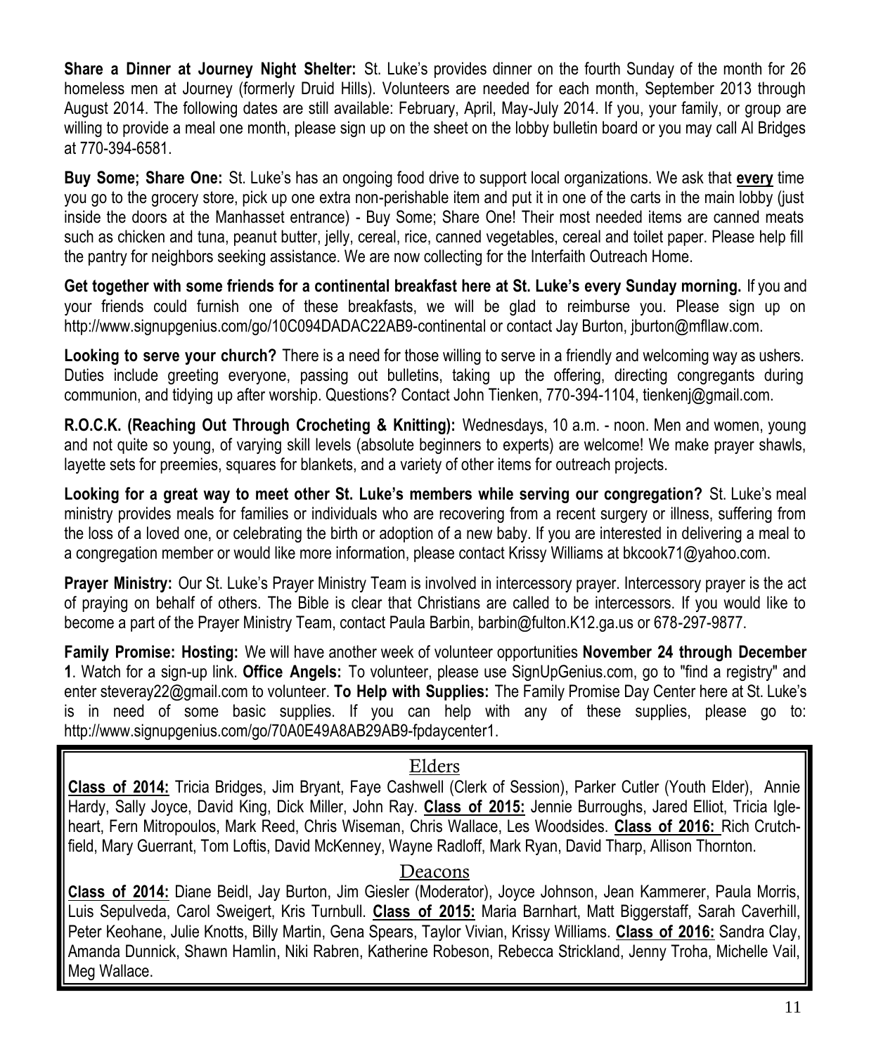**Share a Dinner at Journey Night Shelter:** St. Luke's provides dinner on the fourth Sunday of the month for 26 homeless men at Journey (formerly Druid Hills). Volunteers are needed for each month, September 2013 through August 2014. The following dates are still available: February, April, May-July 2014. If you, your family, or group are willing to provide a meal one month, please sign up on the sheet on the lobby bulletin board or you may call Al Bridges at 770-394-6581.

**Buy Some; Share One:** St. Luke's has an ongoing food drive to support local organizations. We ask that **every** time you go to the grocery store, pick up one extra non-perishable item and put it in one of the carts in the main lobby (just inside the doors at the Manhasset entrance) - Buy Some; Share One! Their most needed items are canned meats such as chicken and tuna, peanut butter, jelly, cereal, rice, canned vegetables, cereal and toilet paper. Please help fill the pantry for neighbors seeking assistance. We are now collecting for the Interfaith Outreach Home.

**Get together with some friends for a continental breakfast here at St. Luke's every Sunday morning.** If you and your friends could furnish one of these breakfasts, we will be glad to reimburse you. Please sign up on http://www.signupgenius.com/go/10C094DADAC22AB9-continental or contact Jay Burton, jburton@mfllaw.com.

**Looking to serve your church?** There is a need for those willing to serve in a friendly and welcoming way as ushers. Duties include greeting everyone, passing out bulletins, taking up the offering, directing congregants during communion, and tidying up after worship. Questions? Contact John Tienken, 770-394-1104, tienkenj@gmail.com.

**R.O.C.K. (Reaching Out Through Crocheting & Knitting):** Wednesdays, 10 a.m. - noon. Men and women, young and not quite so young, of varying skill levels (absolute beginners to experts) are welcome! We make prayer shawls, layette sets for preemies, squares for blankets, and a variety of other items for outreach projects.

**Looking for a great way to meet other St. Luke's members while serving our congregation?** St. Luke's meal ministry provides meals for families or individuals who are recovering from a recent surgery or illness, suffering from the loss of a loved one, or celebrating the birth or adoption of a new baby. If you are interested in delivering a meal to a congregation member or would like more information, please contact Krissy Williams at bkcook71@yahoo.com.

**Prayer Ministry:** Our St. Luke's Prayer Ministry Team is involved in intercessory prayer. Intercessory prayer is the act of praying on behalf of others. The Bible is clear that Christians are called to be intercessors. If you would like to become a part of the Prayer Ministry Team, contact Paula Barbin, barbin@fulton.K12.ga.us or 678-297-9877.

**Family Promise: Hosting:** We will have another week of volunteer opportunities **November 24 through December 1**. Watch for a sign-up link. **Office Angels:** To volunteer, please use SignUpGenius.com, go to "find a registry" and enter steveray22@gmail.com to volunteer. **To Help with Supplies:** The Family Promise Day Center here at St. Luke's is in need of some basic supplies. If you can help with any of these supplies, please go to: http://www.signupgenius.com/go/70A0E49A8AB29AB9-fpdaycenter1.

## Elders

**Class of 2014:** Tricia Bridges, Jim Bryant, Faye Cashwell (Clerk of Session), Parker Cutler (Youth Elder), Annie Hardy, Sally Joyce, David King, Dick Miller, John Ray. **Class of 2015:** Jennie Burroughs, Jared Elliot, Tricia Igleheart, Fern Mitropoulos, Mark Reed, Chris Wiseman, Chris Wallace, Les Woodsides. **Class of 2016:** Rich Crutchfield, Mary Guerrant, Tom Loftis, David McKenney, Wayne Radloff, Mark Ryan, David Tharp, Allison Thornton.

## Deacons

**Class of 2014:** Diane Beidl, Jay Burton, Jim Giesler (Moderator), Joyce Johnson, Jean Kammerer, Paula Morris, Luis Sepulveda, Carol Sweigert, Kris Turnbull. **Class of 2015:** Maria Barnhart, Matt Biggerstaff, Sarah Caverhill, Peter Keohane, Julie Knotts, Billy Martin, Gena Spears, Taylor Vivian, Krissy Williams. **Class of 2016:** Sandra Clay, Amanda Dunnick, Shawn Hamlin, Niki Rabren, Katherine Robeson, Rebecca Strickland, Jenny Troha, Michelle Vail, Meg Wallace.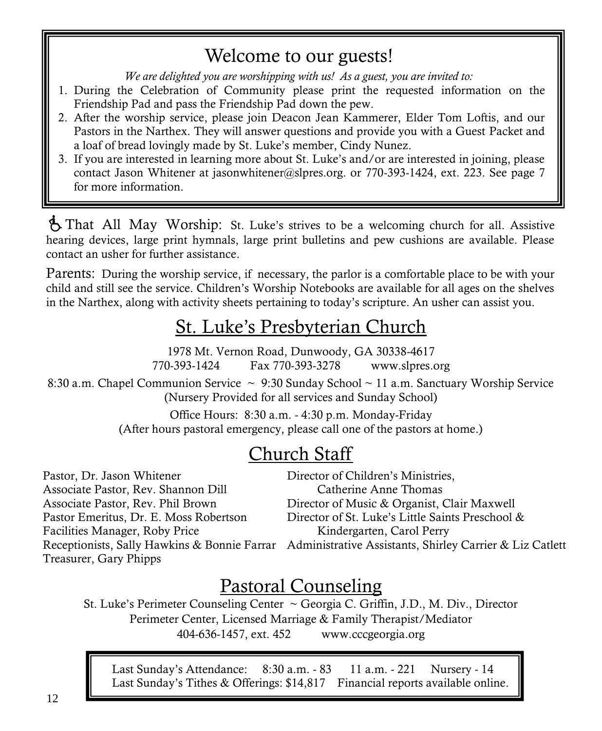## Welcome to our guests!

*We are delighted you are worshipping with us! As a guest, you are invited to:*

1. During the Celebration of Community please print the requested information on the Friendship Pad and pass the Friendship Pad down the pew.
2. After the worship service, please join Deacon Jean Kammerer, Elder Tom Loftis, and our Pastors in the Narthex. They will answer questions and provide you with a Guest Packet and a loaf of bread lovingly made by St. Luke's member, Cindy Nunez.
3. If you are interested in learning more about St. Luke's and/or are interested in joining, please contact Jason Whitener at jasonwhitener@slpres.org. or 770-393-1424, ext. 223. See page 7 for more information.

♿ That All May Worship: St. Luke's strives to be a welcoming church for all. Assistive hearing devices, large print hymnals, large print bulletins and pew cushions are available. Please contact an usher for further assistance.

Parents: During the worship service, if necessary, the parlor is a comfortable place to be with your child and still see the service. Children's Worship Notebooks are available for all ages on the shelves in the Narthex, along with activity sheets pertaining to today's scripture. An usher can assist you.

## St. Luke's Presbyterian Church

1978 Mt. Vernon Road, Dunwoody, GA 30338-4617
770-393-1424 Fax 770-393-3278 www.slpres.org

8:30 a.m. Chapel Communion Service ~ 9:30 Sunday School ~ 11 a.m. Sanctuary Worship Service
(Nursery Provided for all services and Sunday School)

Office Hours: 8:30 a.m. - 4:30 p.m. Monday-Friday
(After hours pastoral emergency, please call one of the pastors at home.)

## Church Staff

Pastor, Dr. Jason Whitener
Associate Pastor, Rev. Shannon Dill
Associate Pastor, Rev. Phil Brown
Pastor Emeritus, Dr. E. Moss Robertson
Facilities Manager, Roby Price
Receptionists, Sally Hawkins & Bonnie Farrar
Treasurer, Gary Phipps

Director of Children's Ministries, Catherine Anne Thomas
Director of Music & Organist, Clair Maxwell
Director of St. Luke's Little Saints Preschool & Kindergarten, Carol Perry
Administrative Assistants, Shirley Carrier & Liz Catlett

## Pastoral Counseling

St. Luke's Perimeter Counseling Center ~ Georgia C. Griffin, J.D., M. Div., Director
Perimeter Center, Licensed Marriage & Family Therapist/Mediator
404-636-1457, ext. 452 www.cccgeorgia.org

Last Sunday's Attendance: 8:30 a.m. - 83 11 a.m. - 221 Nursery - 14
Last Sunday's Tithes & Offerings: $14,817 Financial reports available online.